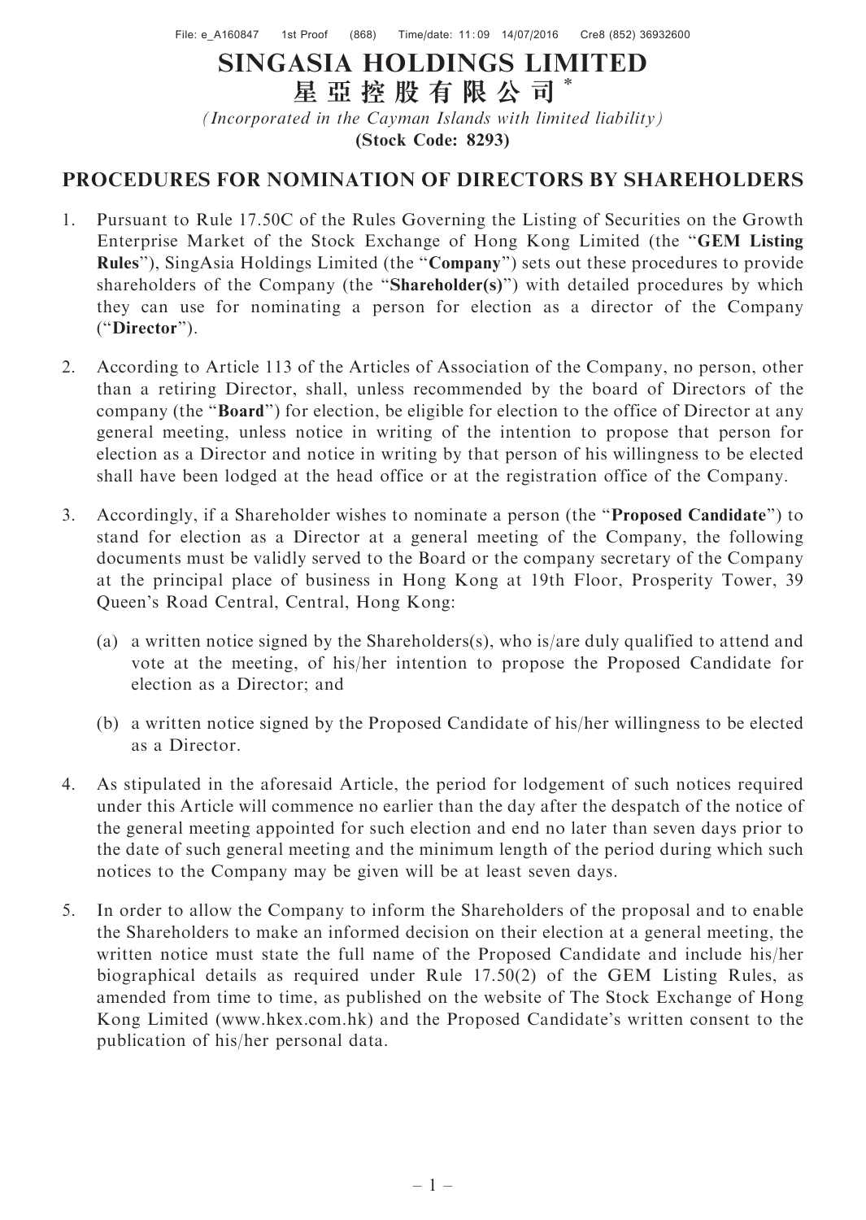# SINGASIA HOLDINGS LIMITED

# 星亞控股有限公司*

*(Incorporated in the Cayman Islands with limited liability)*

**(Stock Code: 8293)**

## PROCEDURES FOR NOMINATION OF DIRECTORS BY SHAREHOLDERS

1. Pursuant to Rule 17.50C of the Rules Governing the Listing of Securities on the Growth Enterprise Market of the Stock Exchange of Hong Kong Limited (the "**GEM Listing Rules**"), SingAsia Holdings Limited (the "**Company**") sets out these procedures to provide shareholders of the Company (the "**Shareholder(s)**") with detailed procedures by which they can use for nominating a person for election as a director of the Company ("**Director**").

2. According to Article 113 of the Articles of Association of the Company, no person, other than a retiring Director, shall, unless recommended by the board of Directors of the company (the "**Board**") for election, be eligible for election to the office of Director at any general meeting, unless notice in writing of the intention to propose that person for election as a Director and notice in writing by that person of his willingness to be elected shall have been lodged at the head office or at the registration office of the Company.

3. Accordingly, if a Shareholder wishes to nominate a person (the "**Proposed Candidate**") to stand for election as a Director at a general meeting of the Company, the following documents must be validly served to the Board or the company secretary of the Company at the principal place of business in Hong Kong at 19th Floor, Prosperity Tower, 39 Queen's Road Central, Central, Hong Kong:

   (a) a written notice signed by the Shareholders(s), who is/are duly qualified to attend and vote at the meeting, of his/her intention to propose the Proposed Candidate for election as a Director; and

   (b) a written notice signed by the Proposed Candidate of his/her willingness to be elected as a Director.

4. As stipulated in the aforesaid Article, the period for lodgement of such notices required under this Article will commence no earlier than the day after the despatch of the notice of the general meeting appointed for such election and end no later than seven days prior to the date of such general meeting and the minimum length of the period during which such notices to the Company may be given will be at least seven days.

5. In order to allow the Company to inform the Shareholders of the proposal and to enable the Shareholders to make an informed decision on their election at a general meeting, the written notice must state the full name of the Proposed Candidate and include his/her biographical details as required under Rule 17.50(2) of the GEM Listing Rules, as amended from time to time, as published on the website of The Stock Exchange of Hong Kong Limited (www.hkex.com.hk) and the Proposed Candidate's written consent to the publication of his/her personal data.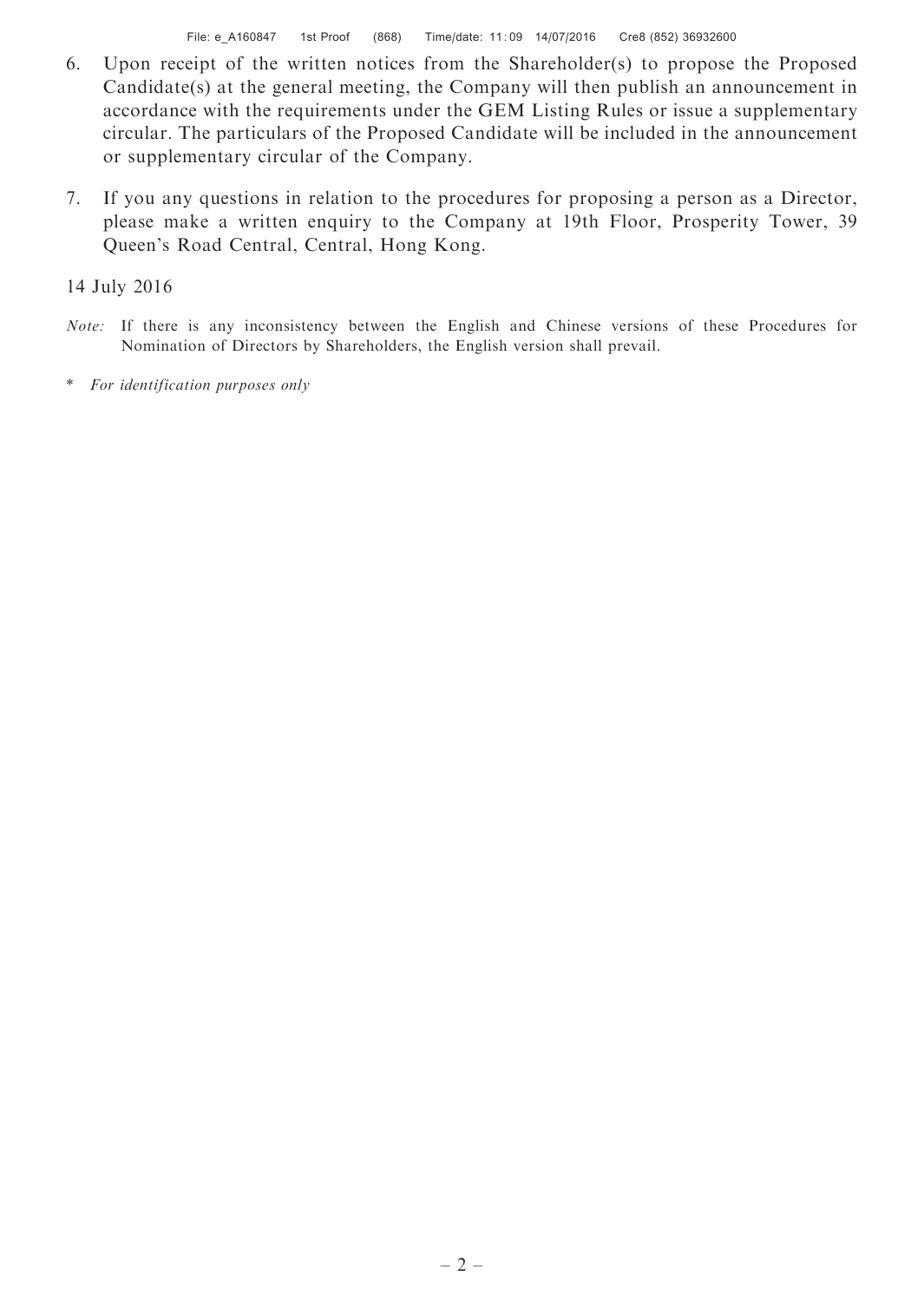6. Upon receipt of the written notices from the Shareholder(s) to propose the Proposed Candidate(s) at the general meeting, the Company will then publish an announcement in accordance with the requirements under the GEM Listing Rules or issue a supplementary circular. The particulars of the Proposed Candidate will be included in the announcement or supplementary circular of the Company.

7. If you any questions in relation to the procedures for proposing a person as a Director, please make a written enquiry to the Company at 19th Floor, Prosperity Tower, 39 Queen's Road Central, Central, Hong Kong.

14 July 2016

*Note:* If there is any inconsistency between the English and Chinese versions of these Procedures for Nomination of Directors by Shareholders, the English version shall prevail.

\* *For identification purposes only*